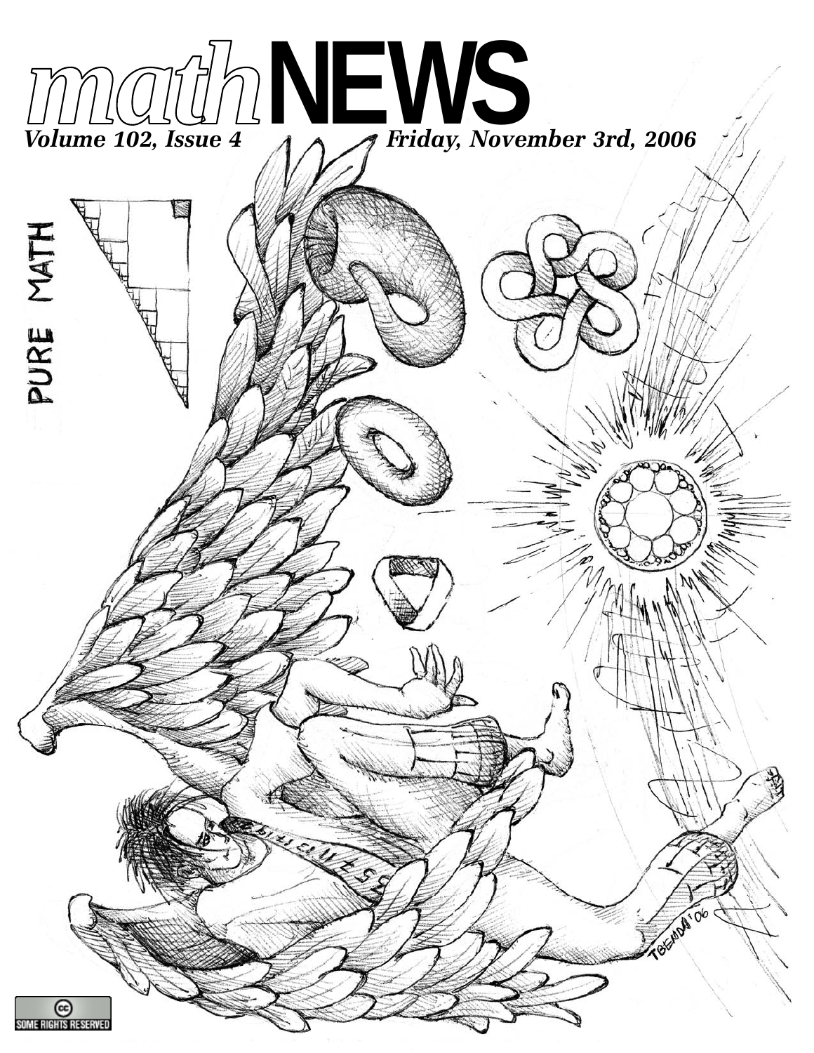# *math*NEWS

*Volume 102, Issue 4* *Friday, November 3rd, 2006*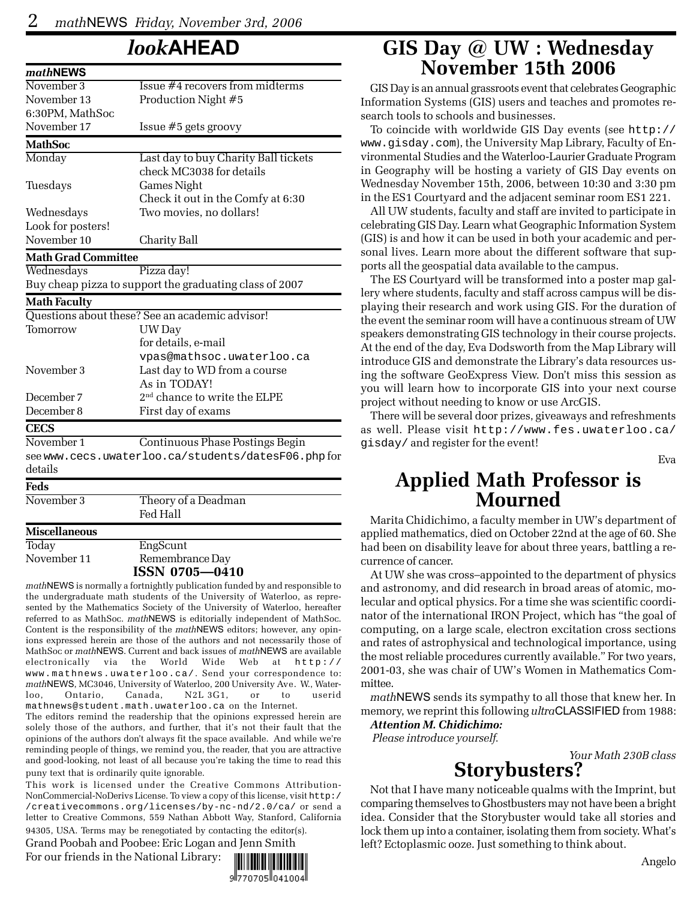# *look*AHEAD

| | |
|---|---|
| ***math*NEWS** | |
| November 3 | Issue #4 recovers from midterms |
| November 13 6:30PM, MathSoc | Production Night #5 |
| November 17 | Issue #5 gets groovy |
| **MathSoc** | |
| Monday | Last day to buy Charity Ball tickets check MC3038 for details |
| Tuesdays | Games Night Check it out in the Comfy at 6:30 |
| Wednesdays Look for posters! | Two movies, no dollars! |
| November 10 | Charity Ball |
| **Math Grad Committee** | |
| Wednesdays | Pizza day! |
| Buy cheap pizza to support the graduating class of 2007 | |
| **Math Faculty** | |
| Questions about these? See an academic advisor! | |
| Tomorrow | UW Day for details, e-mail vpas@mathsoc.uwaterloo.ca |
| November 3 | Last day to WD from a course As in TODAY! |
| December 7 | 2nd chance to write the ELPE |
| December 8 | First day of exams |
| **CECS** | |
| November 1 | Continuous Phase Postings Begin |
| see www.cecs.uwaterloo.ca/students/datesF06.php for details | |
| **Feds** | |
| November 3 | Theory of a Deadman Fed Hall |
| **Miscellaneous** | |
| Today | EngScunt |
| November 11 | Remembrance Day |

**ISSN 0705—0410**

*math*NEWS is normally a fortnightly publication funded by and responsible to the undergraduate math students of the University of Waterloo, as represented by the Mathematics Society of the University of Waterloo, hereafter referred to as MathSoc. *math*NEWS is editorially independent of MathSoc. Content is the responsibility of the *math*NEWS editors; however, any opinions expressed herein are those of the authors and not necessarily those of MathSoc or *math*NEWS. Current and back issues of *math*NEWS are available electronically via the World Wide Web at http://www.mathnews.uwaterloo.ca/. Send your correspondence to: *math*NEWS, MC3046, University of Waterloo, 200 University Ave. W., Waterloo, Ontario, Canada, N2L 3G1, or to userid mathnews@student.math.uwaterloo.ca on the Internet.

The editors remind the readership that the opinions expressed herein are solely those of the authors, and further, that it's not their fault that the opinions of the authors don't always fit the space available. And while we're reminding people of things, we remind you, the reader, that you are attractive and good-looking, not least of all because you're taking the time to read this puny text that is ordinarily quite ignorable.

This work is licensed under the Creative Commons Attribution-NonCommercial-NoDerivs License. To view a copy of this license, visit http://creativecommons.org/licenses/by-nc-nd/2.0/ca/ or send a letter to Creative Commons, 559 Nathan Abbott Way, Stanford, California 94305, USA. Terms may be renegotiated by contacting the editor(s).

Grand Poobah and Poobee: Eric Logan and Jenn Smith

For our friends in the National Library: 9770705041004

# GIS Day @ UW : Wednesday November 15th 2006

GIS Day is an annual grassroots event that celebrates Geographic Information Systems (GIS) users and teaches and promotes research tools to schools and businesses.

To coincide with worldwide GIS Day events (see http://www.gisday.com), the University Map Library, Faculty of Environmental Studies and the Waterloo-Laurier Graduate Program in Geography will be hosting a variety of GIS Day events on Wednesday November 15th, 2006, between 10:30 and 3:30 pm in the ES1 Courtyard and the adjacent seminar room ES1 221.

All UW students, faculty and staff are invited to participate in celebrating GIS Day. Learn what Geographic Information System (GIS) is and how it can be used in both your academic and personal lives. Learn more about the different software that supports all the geospatial data available to the campus.

The ES Courtyard will be transformed into a poster map gallery where students, faculty and staff across campus will be displaying their research and work using GIS. For the duration of the event the seminar room will have a continuous stream of UW speakers demonstrating GIS technology in their course projects. At the end of the day, Eva Dodsworth from the Map Library will introduce GIS and demonstrate the Library's data resources using the software GeoExpress View. Don't miss this session as you will learn how to incorporate GIS into your next course project without needing to know or use ArcGIS.

There will be several door prizes, giveaways and refreshments as well. Please visit http://www.fes.uwaterloo.ca/gisday/ and register for the event!

Eva

# Applied Math Professor is Mourned

Marita Chidichimo, a faculty member in UW's department of applied mathematics, died on October 22nd at the age of 60. She had been on disability leave for about three years, battling a recurrence of cancer.

At UW she was cross–appointed to the department of physics and astronomy, and did research in broad areas of atomic, molecular and optical physics. For a time she was scientific coordinator of the international IRON Project, which has "the goal of computing, on a large scale, electron excitation cross sections and rates of astrophysical and technological importance, using the most reliable procedures currently available." For two years, 2001-03, she was chair of UW's Women in Mathematics Committee.

*math*NEWS sends its sympathy to all those that knew her. In memory, we reprint this following *ultra*CLASSIFIED from 1988:

***Attention M. Chidichimo:***

*Please introduce yourself.*

*Your Math 230B class*

# Storybusters?

Not that I have many noticeable qualms with the Imprint, but comparing themselves to Ghostbusters may not have been a bright idea. Consider that the Storybuster would take all stories and lock them up into a container, isolating them from society. What's left? Ectoplasmic ooze. Just something to think about.

Angelo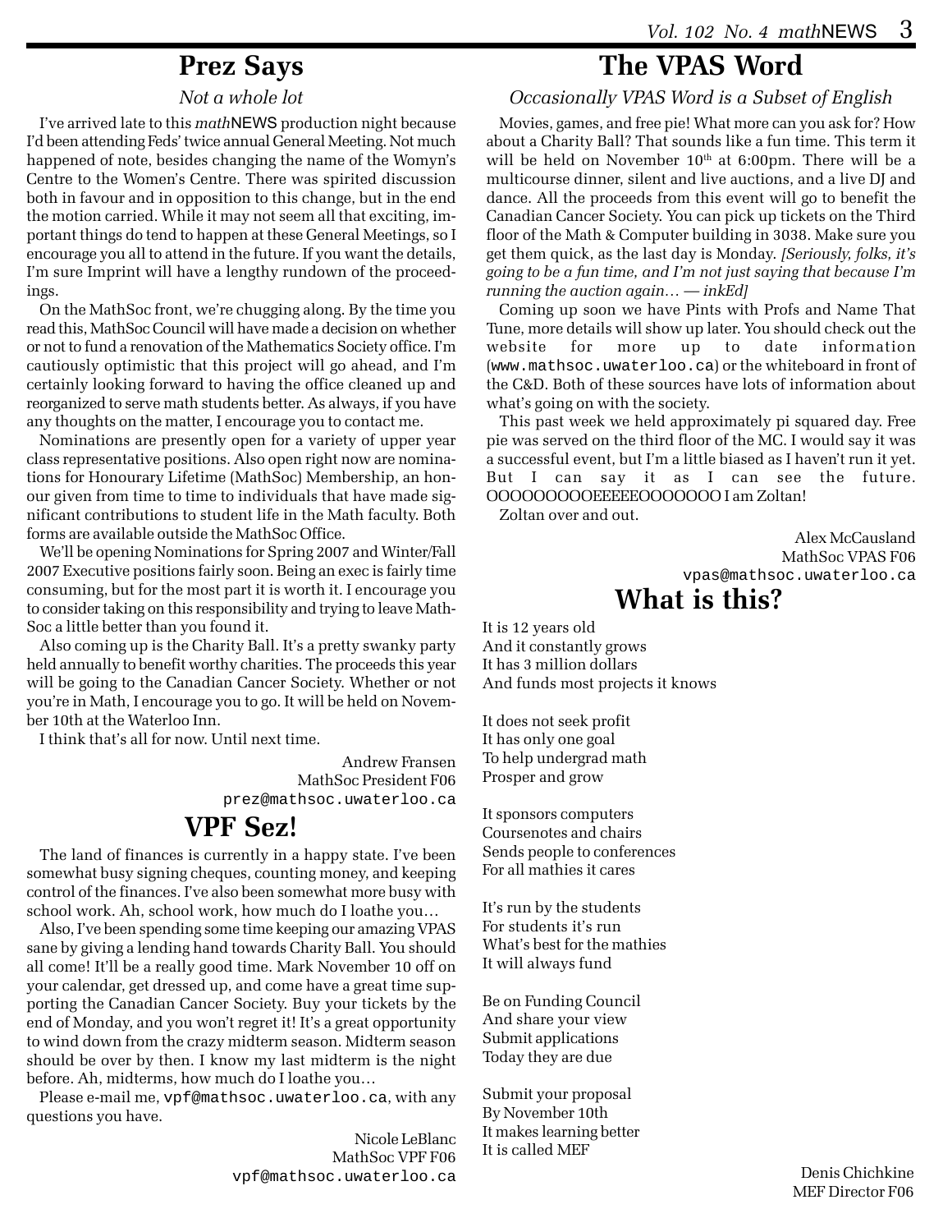## Prez Says

*Not a whole lot*

I've arrived late to this *math*NEWS production night because I'd been attending Feds' twice annual General Meeting. Not much happened of note, besides changing the name of the Womyn's Centre to the Women's Centre. There was spirited discussion both in favour and in opposition to this change, but in the end the motion carried. While it may not seem all that exciting, important things do tend to happen at these General Meetings, so I encourage you all to attend in the future. If you want the details, I'm sure Imprint will have a lengthy rundown of the proceedings.

On the MathSoc front, we're chugging along. By the time you read this, MathSoc Council will have made a decision on whether or not to fund a renovation of the Mathematics Society office. I'm cautiously optimistic that this project will go ahead, and I'm certainly looking forward to having the office cleaned up and reorganized to serve math students better. As always, if you have any thoughts on the matter, I encourage you to contact me.

Nominations are presently open for a variety of upper year class representative positions. Also open right now are nominations for Honourary Lifetime (MathSoc) Membership, an honour given from time to time to individuals that have made significant contributions to student life in the Math faculty. Both forms are available outside the MathSoc Office.

We'll be opening Nominations for Spring 2007 and Winter/Fall 2007 Executive positions fairly soon. Being an exec is fairly time consuming, but for the most part it is worth it. I encourage you to consider taking on this responsibility and trying to leave MathSoc a little better than you found it.

Also coming up is the Charity Ball. It's a pretty swanky party held annually to benefit worthy charities. The proceeds this year will be going to the Canadian Cancer Society. Whether or not you're in Math, I encourage you to go. It will be held on November 10th at the Waterloo Inn.

I think that's all for now. Until next time.

Andrew Fransen
MathSoc President F06
prez@mathsoc.uwaterloo.ca

## VPF Sez!

The land of finances is currently in a happy state. I've been somewhat busy signing cheques, counting money, and keeping control of the finances. I've also been somewhat more busy with school work. Ah, school work, how much do I loathe you…

Also, I've been spending some time keeping our amazing VPAS sane by giving a lending hand towards Charity Ball. You should all come! It'll be a really good time. Mark November 10 off on your calendar, get dressed up, and come have a great time supporting the Canadian Cancer Society. Buy your tickets by the end of Monday, and you won't regret it! It's a great opportunity to wind down from the crazy midterm season. Midterm season should be over by then. I know my last midterm is the night before. Ah, midterms, how much do I loathe you…

Please e-mail me, vpf@mathsoc.uwaterloo.ca, with any questions you have.

Nicole LeBlanc
MathSoc VPF F06
vpf@mathsoc.uwaterloo.ca

## The VPAS Word

*Occasionally VPAS Word is a Subset of English*

Movies, games, and free pie! What more can you ask for? How about a Charity Ball? That sounds like a fun time. This term it will be held on November 10th at 6:00pm. There will be a multicourse dinner, silent and live auctions, and a live DJ and dance. All the proceeds from this event will go to benefit the Canadian Cancer Society. You can pick up tickets on the Third floor of the Math & Computer building in 3038. Make sure you get them quick, as the last day is Monday. *[Seriously, folks, it's going to be a fun time, and I'm not just saying that because I'm running the auction again… — inkEd]*

Coming up soon we have Pints with Profs and Name That Tune, more details will show up later. You should check out the website for more up to date information (www.mathsoc.uwaterloo.ca) or the whiteboard in front of the C&D. Both of these sources have lots of information about what's going on with the society.

This past week we held approximately pi squared day. Free pie was served on the third floor of the MC. I would say it was a successful event, but I'm a little biased as I haven't run it yet. But I can say it as I can see the future. OOOOOOOOOEEEEEOOOOOOO I am Zoltan!

Zoltan over and out.

Alex McCausland
MathSoc VPAS F06
vpas@mathsoc.uwaterloo.ca

## What is this?

It is 12 years old
And it constantly grows
It has 3 million dollars
And funds most projects it knows

It does not seek profit
It has only one goal
To help undergrad math
Prosper and grow

It sponsors computers
Coursenotes and chairs
Sends people to conferences
For all mathies it cares

It's run by the students
For students it's run
What's best for the mathies
It will always fund

Be on Funding Council
And share your view
Submit applications
Today they are due

Submit your proposal
By November 10th
It makes learning better
It is called MEF

Denis Chichkine
MEF Director F06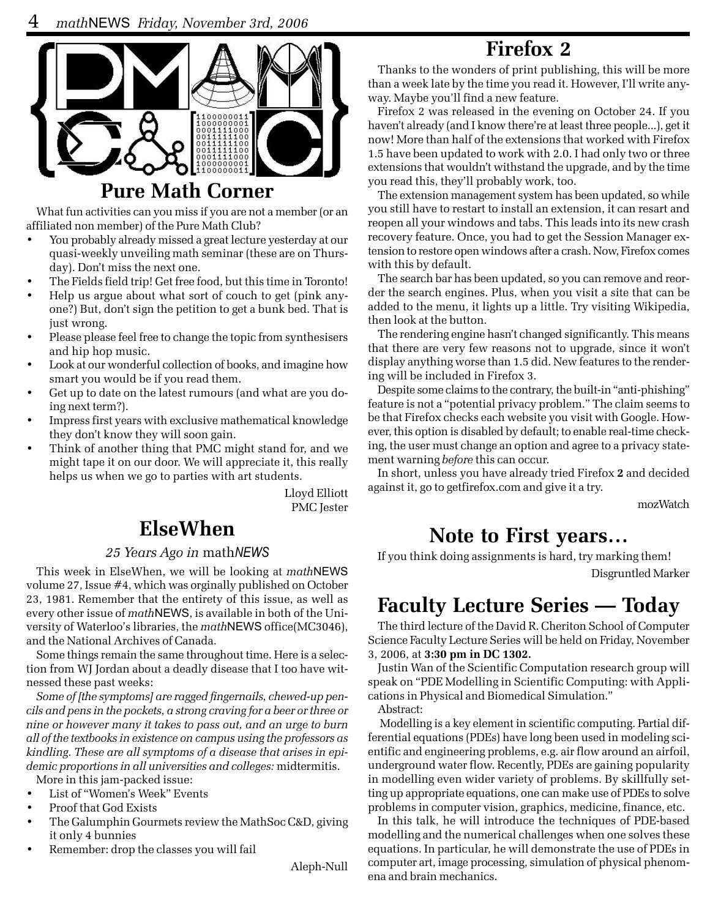## Pure Math Corner

What fun activities can you miss if you are not a member (or an affiliated non member) of the Pure Math Club?

- You probably already missed a great lecture yesterday at our quasi-weekly unveiling math seminar (these are on Thursday). Don't miss the next one.
- The Fields field trip! Get free food, but this time in Toronto!
- Help us argue about what sort of couch to get (pink anyone?) But, don't sign the petition to get a bunk bed. That is just wrong.
- Please please feel free to change the topic from synthesisers and hip hop music.
- Look at our wonderful collection of books, and imagine how smart you would be if you read them.
- Get up to date on the latest rumours (and what are you doing next term?).
- Impress first years with exclusive mathematical knowledge they don't know they will soon gain.
- Think of another thing that PMC might stand for, and we might tape it on our door. We will appreciate it, this really helps us when we go to parties with art students.

Lloyd Elliott
PMC Jester

## ElseWhen

*25 Years Ago in* math*NEWS*

This week in ElseWhen, we will be looking at *math*NEWS volume 27, Issue #4, which was orginally published on October 23, 1981. Remember that the entirety of this issue, as well as every other issue of *math*NEWS, is available in both of the University of Waterloo's libraries, the *math*NEWS office(MC3046), and the National Archives of Canada.

Some things remain the same throughout time. Here is a selection from WJ Jordan about a deadly disease that I too have witnessed these past weeks:

*Some of [the symptoms] are ragged fingernails, chewed-up pencils and pens in the pockets, a strong craving for a beer or three or nine or however many it takes to pass out, and an urge to burn all of the textbooks in existence on campus using the professors as kindling. These are all symptoms of a disease that arises in epidemic proportions in all universities and colleges:* midtermitis.

More in this jam-packed issue:

- List of "Women's Week" Events
- Proof that God Exists
- The Galumphin Gourmets review the MathSoc C&D, giving it only 4 bunnies
- Remember: drop the classes you will fail

Aleph-Null

## Firefox 2

Thanks to the wonders of print publishing, this will be more than a week late by the time you read it. However, I'll write anyway. Maybe you'll find a new feature.

Firefox 2 was released in the evening on October 24. If you haven't already (and I know there're at least three people...), get it now! More than half of the extensions that worked with Firefox 1.5 have been updated to work with 2.0. I had only two or three extensions that wouldn't withstand the upgrade, and by the time you read this, they'll probably work, too.

The extension management system has been updated, so while you still have to restart to install an extension, it can resart and reopen all your windows and tabs. This leads into its new crash recovery feature. Once, you had to get the Session Manager extension to restore open windows after a crash. Now, Firefox comes with this by default.

The search bar has been updated, so you can remove and reorder the search engines. Plus, when you visit a site that can be added to the menu, it lights up a little. Try visiting Wikipedia, then look at the button.

The rendering engine hasn't changed significantly. This means that there are very few reasons not to upgrade, since it won't display anything worse than 1.5 did. New features to the rendering will be included in Firefox 3.

Despite some claims to the contrary, the built-in "anti-phishing" feature is not a "potential privacy problem." The claim seems to be that Firefox checks each website you visit with Google. However, this option is disabled by default; to enable real-time checking, the user must change an option and agree to a privacy statement warning *before* this can occur.

In short, unless you have already tried Firefox **2** and decided against it, go to getfirefox.com and give it a try.

mozWatch

## Note to First years...

If you think doing assignments is hard, try marking them!

Disgruntled Marker

## Faculty Lecture Series — Today

The third lecture of the David R. Cheriton School of Computer Science Faculty Lecture Series will be held on Friday, November 3, 2006, at **3:30 pm in DC 1302.**

Justin Wan of the Scientific Computation research group will speak on "PDE Modelling in Scientific Computing: with Applications in Physical and Biomedical Simulation."

Abstract:

Modelling is a key element in scientific computing. Partial differential equations (PDEs) have long been used in modeling scientific and engineering problems, e.g. air flow around an airfoil, underground water flow. Recently, PDEs are gaining popularity in modelling even wider variety of problems. By skillfully setting up appropriate equations, one can make use of PDEs to solve problems in computer vision, graphics, medicine, finance, etc.

In this talk, he will introduce the techniques of PDE-based modelling and the numerical challenges when one solves these equations. In particular, he will demonstrate the use of PDEs in computer art, image processing, simulation of physical phenomena and brain mechanics.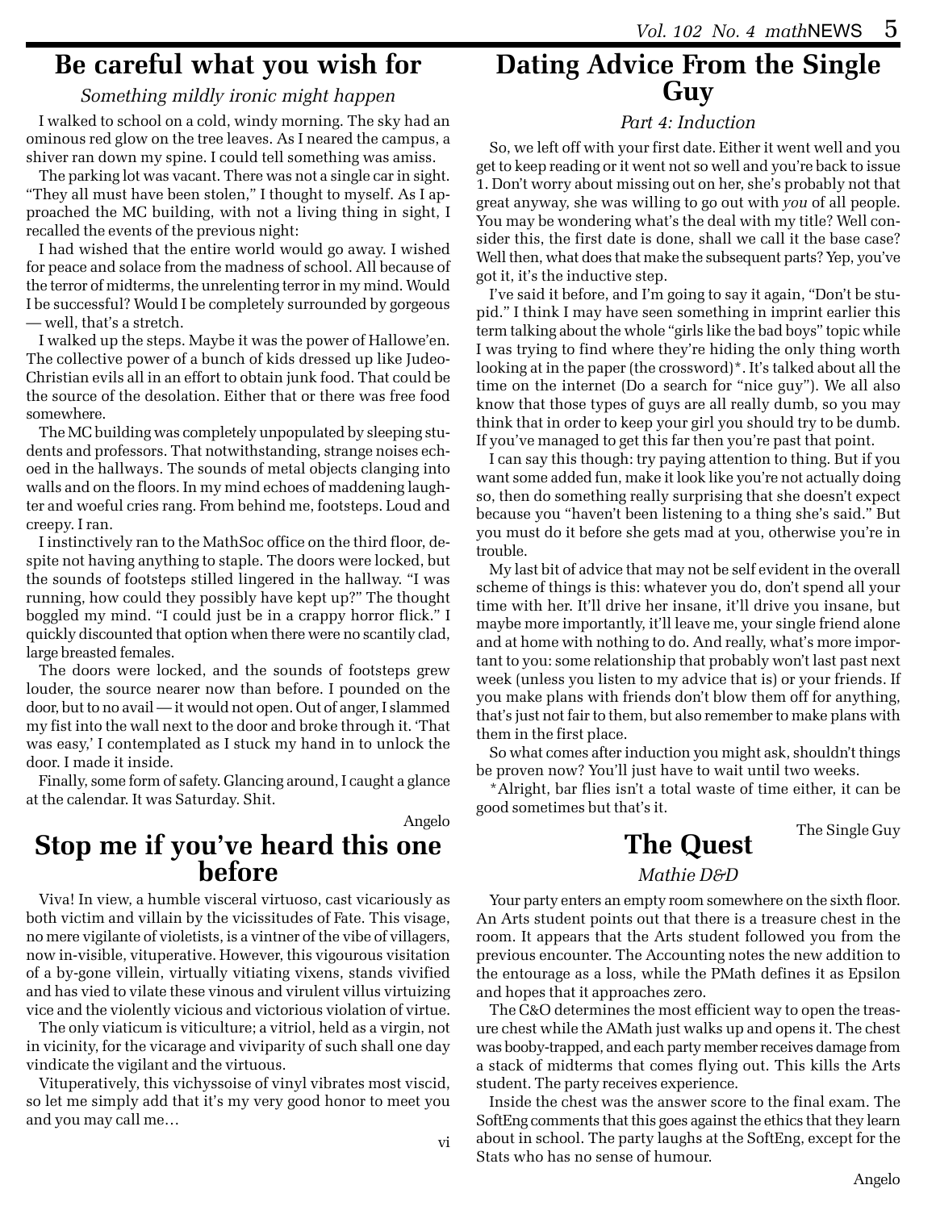## Be careful what you wish for

*Something mildly ironic might happen*

I walked to school on a cold, windy morning. The sky had an ominous red glow on the tree leaves. As I neared the campus, a shiver ran down my spine. I could tell something was amiss.

The parking lot was vacant. There was not a single car in sight. "They all must have been stolen," I thought to myself. As I approached the MC building, with not a living thing in sight, I recalled the events of the previous night:

I had wished that the entire world would go away. I wished for peace and solace from the madness of school. All because of the terror of midterms, the unrelenting terror in my mind. Would I be successful? Would I be completely surrounded by gorgeous — well, that's a stretch.

I walked up the steps. Maybe it was the power of Hallowe'en. The collective power of a bunch of kids dressed up like Judeo-Christian evils all in an effort to obtain junk food. That could be the source of the desolation. Either that or there was free food somewhere.

The MC building was completely unpopulated by sleeping students and professors. That notwithstanding, strange noises echoed in the hallways. The sounds of metal objects clanging into walls and on the floors. In my mind echoes of maddening laughter and woeful cries rang. From behind me, footsteps. Loud and creepy. I ran.

I instinctively ran to the MathSoc office on the third floor, despite not having anything to staple. The doors were locked, but the sounds of footsteps stilled lingered in the hallway. "I was running, how could they possibly have kept up?" The thought boggled my mind. "I could just be in a crappy horror flick." I quickly discounted that option when there were no scantily clad, large breasted females.

The doors were locked, and the sounds of footsteps grew louder, the source nearer now than before. I pounded on the door, but to no avail — it would not open. Out of anger, I slammed my fist into the wall next to the door and broke through it. 'That was easy,' I contemplated as I stuck my hand in to unlock the door. I made it inside.

Finally, some form of safety. Glancing around, I caught a glance at the calendar. It was Saturday. Shit.

Angelo

## Stop me if you've heard this one before

Viva! In view, a humble visceral virtuoso, cast vicariously as both victim and villain by the vicissitudes of Fate. This visage, no mere vigilante of violetists, is a vintner of the vibe of villagers, now in-visible, vituperative. However, this vigourous visitation of a by-gone villein, virtually vitiating vixens, stands vivified and has vied to vilate these vinous and virulent villus virtuizing vice and the violently vicious and victorious violation of virtue.

The only viaticum is viticulture; a vitriol, held as a virgin, not in vicinity, for the vicarage and viviparity of such shall one day vindicate the vigilant and the virtuous.

Vituperatively, this vichyssoise of vinyl vibrates most viscid, so let me simply add that it's my very good honor to meet you and you may call me…

vi

## Dating Advice From the Single Guy

*Part 4: Induction*

So, we left off with your first date. Either it went well and you get to keep reading or it went not so well and you're back to issue 1. Don't worry about missing out on her, she's probably not that great anyway, she was willing to go out with *you* of all people. You may be wondering what's the deal with my title? Well consider this, the first date is done, shall we call it the base case? Well then, what does that make the subsequent parts? Yep, you've got it, it's the inductive step.

I've said it before, and I'm going to say it again, "Don't be stupid." I think I may have seen something in imprint earlier this term talking about the whole "girls like the bad boys" topic while I was trying to find where they're hiding the only thing worth looking at in the paper (the crossword)*. It's talked about all the time on the internet (Do a search for "nice guy"). We all also know that those types of guys are all really dumb, so you may think that in order to keep your girl you should try to be dumb. If you've managed to get this far then you're past that point.

I can say this though: try paying attention to thing. But if you want some added fun, make it look like you're not actually doing so, then do something really surprising that she doesn't expect because you "haven't been listening to a thing she's said." But you must do it before she gets mad at you, otherwise you're in trouble.

My last bit of advice that may not be self evident in the overall scheme of things is this: whatever you do, don't spend all your time with her. It'll drive her insane, it'll drive you insane, but maybe more importantly, it'll leave me, your single friend alone and at home with nothing to do. And really, what's more important to you: some relationship that probably won't last past next week (unless you listen to my advice that is) or your friends. If you make plans with friends don't blow them off for anything, that's just not fair to them, but also remember to make plans with them in the first place.

So what comes after induction you might ask, shouldn't things be proven now? You'll just have to wait until two weeks.

*Alright, bar flies isn't a total waste of time either, it can be good sometimes but that's it.

The Single Guy

## The Quest

*Mathie D&D*

Your party enters an empty room somewhere on the sixth floor. An Arts student points out that there is a treasure chest in the room. It appears that the Arts student followed you from the previous encounter. The Accounting notes the new addition to the entourage as a loss, while the PMath defines it as Epsilon and hopes that it approaches zero.

The C&O determines the most efficient way to open the treasure chest while the AMath just walks up and opens it. The chest was booby-trapped, and each party member receives damage from a stack of midterms that comes flying out. This kills the Arts student. The party receives experience.

Inside the chest was the answer score to the final exam. The SoftEng comments that this goes against the ethics that they learn about in school. The party laughs at the SoftEng, except for the Stats who has no sense of humour.

Angelo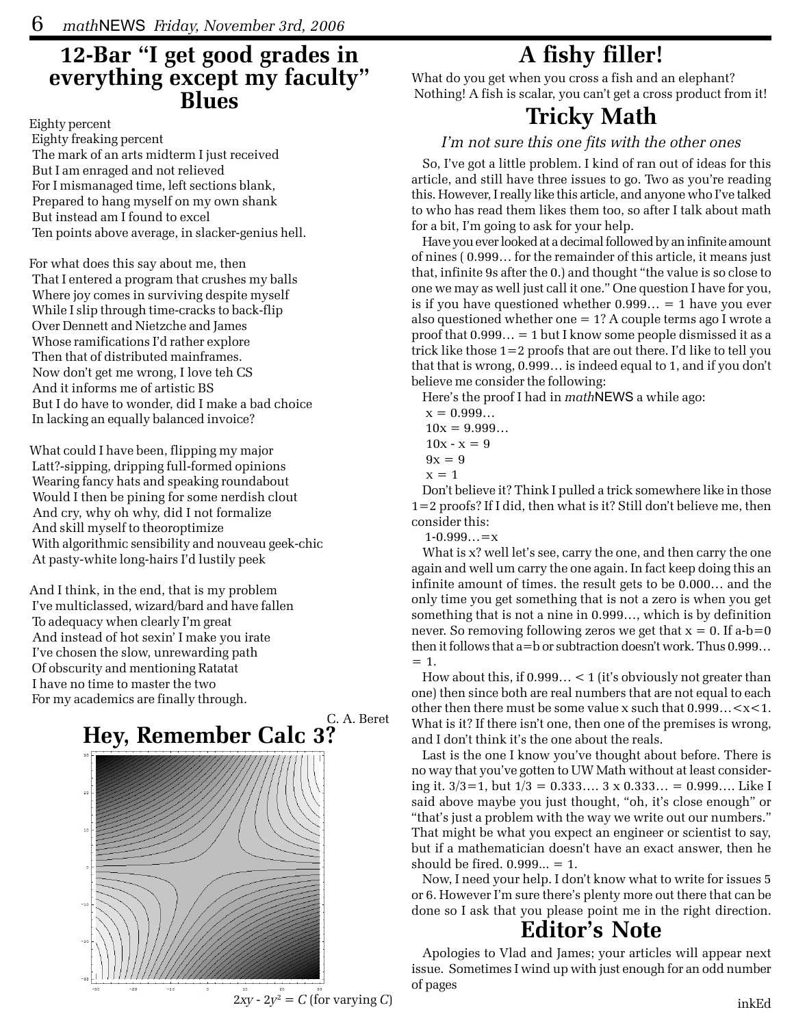## 12-Bar "I get good grades in everything except my faculty" Blues

Eighty percent
Eighty freaking percent
The mark of an arts midterm I just received
But I am enraged and not relieved
For I mismanaged time, left sections blank,
Prepared to hang myself on my own shank
But instead am I found to excel
Ten points above average, in slacker-genius hell.

For what does this say about me, then
That I entered a program that crushes my balls
Where joy comes in surviving despite myself
While I slip through time-cracks to back-flip
Over Dennett and Nietzche and James
Whose ramifications I'd rather explore
Then that of distributed mainframes.
Now don't get me wrong, I love teh CS
And it informs me of artistic BS
But I do have to wonder, did I make a bad choice
In lacking an equally balanced invoice?

What could I have been, flipping my major
Latt?-sipping, dripping full-formed opinions
Wearing fancy hats and speaking roundabout
Would I then be pining for some nerdish clout
And cry, why oh why, did I not formalize
And skill myself to theoroptimize
With algorithmic sensibility and nouveau geek-chic
At pasty-white long-hairs I'd lustily peek

And I think, in the end, that is my problem
I've multiclassed, wizard/bard and have fallen
To adequacy when clearly I'm great
And instead of hot sexin' I make you irate
I've chosen the slow, unrewarding path
Of obscurity and mentioning Ratatat
I have no time to master the two
For my academics are finally through.

C. A. Beret

## Hey, Remember Calc 3?

-30 -20 -10 0 10 20 30

$2xy - 2y^2 = C$ (for varying $C$)

## A fishy filler!

What do you get when you cross a fish and an elephant? Nothing! A fish is scalar, you can't get a cross product from it!

## Tricky Math

*I'm not sure this one fits with the other ones*

So, I've got a little problem. I kind of ran out of ideas for this article, and still have three issues to go. Two as you're reading this. However, I really like this article, and anyone who I've talked to who has read them likes them too, so after I talk about math for a bit, I'm going to ask for your help.

Have you ever looked at a decimal followed by an infinite amount of nines ( 0.999… for the remainder of this article, it means just that, infinite 9s after the 0.) and thought "the value is so close to one we may as well just call it one." One question I have for you, is if you have questioned whether 0.999… = 1 have you ever also questioned whether one = 1? A couple terms ago I wrote a proof that 0.999… = 1 but I know some people dismissed it as a trick like those 1=2 proofs that are out there. I'd like to tell you that that is wrong, 0.999… is indeed equal to 1, and if you don't believe me consider the following:

Here's the proof I had in *math*NEWS a while ago:

x = 0.999…
10x = 9.999…
10x - x = 9
9x = 9
x = 1

Don't believe it? Think I pulled a trick somewhere like in those 1=2 proofs? If I did, then what is it? Still don't believe me, then consider this:

1-0.999…=x

What is x? well let's see, carry the one, and then carry the one again and well um carry the one again. In fact keep doing this an infinite amount of times. the result gets to be 0.000… and the only time you get something that is not a zero is when you get something that is not a nine in 0.999…, which is by definition never. So removing following zeros we get that x = 0. If a-b=0 then it follows that a=b or subtraction doesn't work. Thus 0.999… = 1.

How about this, if 0.999… < 1 (it's obviously not greater than one) then since both are real numbers that are not equal to each other then there must be some value x such that 0.999…<x<1. What is it? If there isn't one, then one of the premises is wrong, and I don't think it's the one about the reals.

Last is the one I know you've thought about before. There is no way that you've gotten to UW Math without at least considering it. 3/3=1, but 1/3 = 0.333…. 3 x 0.333… = 0.999…. Like I said above maybe you just thought, "oh, it's close enough" or "that's just a problem with the way we write out our numbers." That might be what you expect an engineer or scientist to say, but if a mathematician doesn't have an exact answer, then he should be fired. 0.999... = 1.

Now, I need your help. I don't know what to write for issues 5 or 6. However I'm sure there's plenty more out there that can be done so I ask that you please point me in the right direction.

## Editor's Note

Apologies to Vlad and James; your articles will appear next issue. Sometimes I wind up with just enough for an odd number of pages

inkEd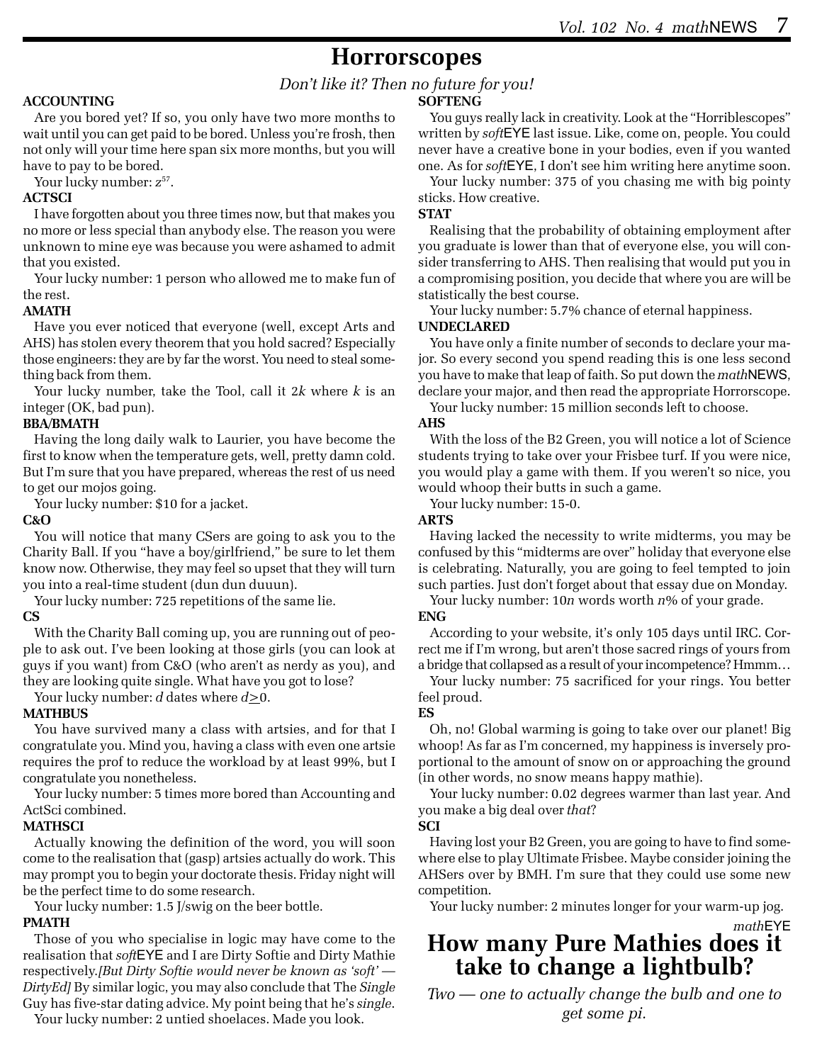# Horrorscopes

*Don't like it? Then no future for you!*

**ACCOUNTING**

Are you bored yet? If so, you only have two more months to wait until you can get paid to be bored. Unless you're frosh, then not only will your time here span six more months, but you will have to pay to be bored.

Your lucky number: $z^{57}$.

**ACTSCI**

I have forgotten about you three times now, but that makes you no more or less special than anybody else. The reason you were unknown to mine eye was because you were ashamed to admit that you existed.

Your lucky number: 1 person who allowed me to make fun of the rest.

**AMATH**

Have you ever noticed that everyone (well, except Arts and AHS) has stolen every theorem that you hold sacred? Especially those engineers: they are by far the worst. You need to steal something back from them.

Your lucky number, take the Tool, call it $2k$ where $k$ is an integer (OK, bad pun).

**BBA/BMATH**

Having the long daily walk to Laurier, you have become the first to know when the temperature gets, well, pretty damn cold. But I'm sure that you have prepared, whereas the rest of us need to get our mojos going.

Your lucky number: $10 for a jacket.

**C&O**

You will notice that many CSers are going to ask you to the Charity Ball. If you "have a boy/girlfriend," be sure to let them know now. Otherwise, they may feel so upset that they will turn you into a real-time student (dun dun duuun).

Your lucky number: 725 repetitions of the same lie.

**CS**

With the Charity Ball coming up, you are running out of people to ask out. I've been looking at those girls (you can look at guys if you want) from C&O (who aren't as nerdy as you), and they are looking quite single. What have you got to lose?

Your lucky number: $d$ dates where $d \geq 0$.

**MATHBUS**

You have survived many a class with artsies, and for that I congratulate you. Mind you, having a class with even one artsie requires the prof to reduce the workload by at least 99%, but I congratulate you nonetheless.

Your lucky number: 5 times more bored than Accounting and ActSci combined.

**MATHSCI**

Actually knowing the definition of the word, you will soon come to the realisation that (gasp) artsies actually do work. This may prompt you to begin your doctorate thesis. Friday night will be the perfect time to do some research.

Your lucky number: 1.5 J/swig on the beer bottle.

**PMATH**

Those of you who specialise in logic may have come to the realisation that *soft*EYE and I are Dirty Softie and Dirty Mathie respectively. *[But Dirty Softie would never be known as 'soft' — DirtyEd]* By similar logic, you may also conclude that The *Single* Guy has five-star dating advice. My point being that he's *single*.

Your lucky number: 2 untied shoelaces. Made you look.

**SOFTENG**

You guys really lack in creativity. Look at the "Horriblescopes" written by *soft*EYE last issue. Like, come on, people. You could never have a creative bone in your bodies, even if you wanted one. As for *soft*EYE, I don't see him writing here anytime soon.

Your lucky number: 375 of you chasing me with big pointy sticks. How creative.

**STAT**

Realising that the probability of obtaining employment after you graduate is lower than that of everyone else, you will consider transferring to AHS. Then realising that would put you in a compromising position, you decide that where you are will be statistically the best course.

Your lucky number: 5.7% chance of eternal happiness.

**UNDECLARED**

You have only a finite number of seconds to declare your major. So every second you spend reading this is one less second you have to make that leap of faith. So put down the *math*NEWS, declare your major, and then read the appropriate Horrorscope.

Your lucky number: 15 million seconds left to choose.

**AHS**

With the loss of the B2 Green, you will notice a lot of Science students trying to take over your Frisbee turf. If you were nice, you would play a game with them. If you weren't so nice, you would whoop their butts in such a game.

Your lucky number: 15-0.

**ARTS**

Having lacked the necessity to write midterms, you may be confused by this "midterms are over" holiday that everyone else is celebrating. Naturally, you are going to feel tempted to join such parties. Just don't forget about that essay due on Monday.

Your lucky number: $10n$ words worth $n$% of your grade.

**ENG**

According to your website, it's only 105 days until IRC. Correct me if I'm wrong, but aren't those sacred rings of yours from a bridge that collapsed as a result of your incompetence? Hmmm…

Your lucky number: 75 sacrificed for your rings. You better feel proud.

**ES**

Oh, no! Global warming is going to take over our planet! Big whoop! As far as I'm concerned, my happiness is inversely proportional to the amount of snow on or approaching the ground (in other words, no snow means happy mathie).

Your lucky number: 0.02 degrees warmer than last year. And you make a big deal over *that*?

**SCI**

Having lost your B2 Green, you are going to have to find somewhere else to play Ultimate Frisbee. Maybe consider joining the AHSers over by BMH. I'm sure that they could use some new competition.

Your lucky number: 2 minutes longer for your warm-up jog.

*math*EYE

## How many Pure Mathies does it take to change a lightbulb?

*Two — one to actually change the bulb and one to get some pi.*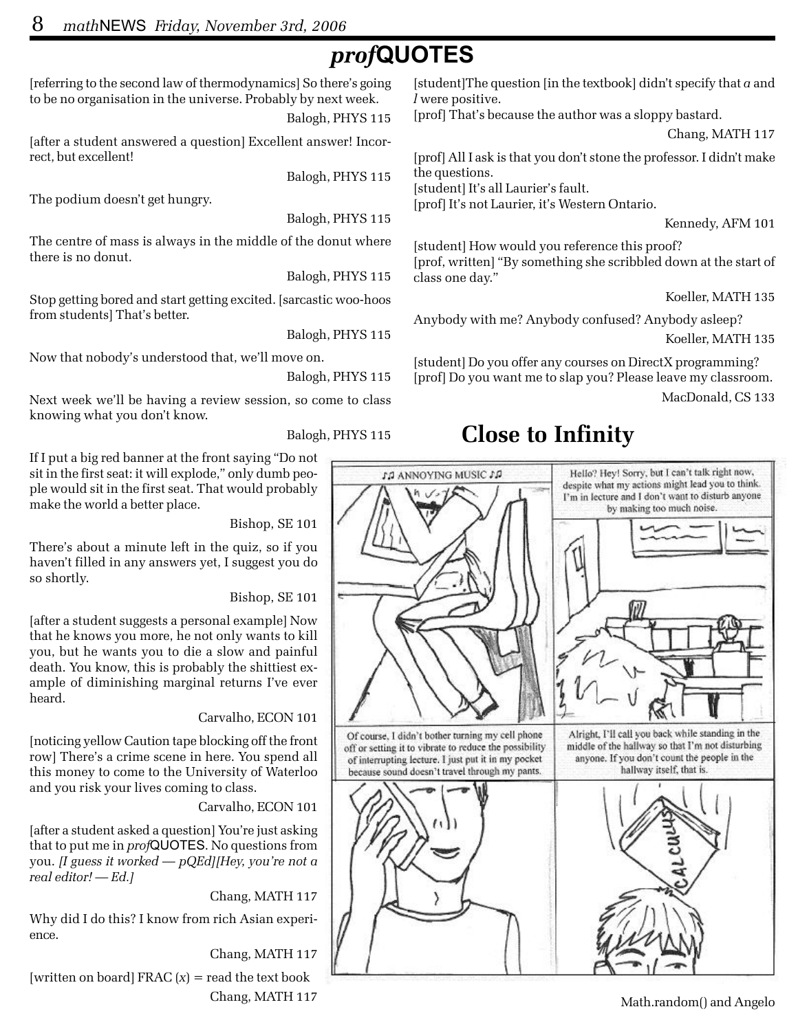## *prof*QUOTES

[referring to the second law of thermodynamics] So there's going to be no organisation in the universe. Probably by next week.

Balogh, PHYS 115

[after a student answered a question] Excellent answer! Incorrect, but excellent!

Balogh, PHYS 115

The podium doesn't get hungry.

Balogh, PHYS 115

The centre of mass is always in the middle of the donut where there is no donut.

Balogh, PHYS 115

Stop getting bored and start getting excited. [sarcastic woo-hoos from students] That's better.

Balogh, PHYS 115

Now that nobody's understood that, we'll move on.

Balogh, PHYS 115

Next week we'll be having a review session, so come to class knowing what you don't know.

Balogh, PHYS 115

If I put a big red banner at the front saying "Do not sit in the first seat: it will explode," only dumb people would sit in the first seat. That would probably make the world a better place.

Bishop, SE 101

There's about a minute left in the quiz, so if you haven't filled in any answers yet, I suggest you do so shortly.

Bishop, SE 101

[after a student suggests a personal example] Now that he knows you more, he not only wants to kill you, but he wants you to die a slow and painful death. You know, this is probably the shittiest example of diminishing marginal returns I've ever heard.

Carvalho, ECON 101

[noticing yellow Caution tape blocking off the front row] There's a crime scene in here. You spend all this money to come to the University of Waterloo and you risk your lives coming to class.

Carvalho, ECON 101

[after a student asked a question] You're just asking that to put me in *prof*QUOTES. No questions from you. *[I guess it worked — pQEd][Hey, you're not a real editor! — Ed.]*

Chang, MATH 117

Why did I do this? I know from rich Asian experience.

Chang, MATH 117

[written on board] FRAC ($x$) = read the text book

Chang, MATH 117

[student]The question [in the textbook] didn't specify that $a$ and $l$ were positive.
[prof] That's because the author was a sloppy bastard.

Chang, MATH 117

[prof] All I ask is that you don't stone the professor. I didn't make the questions.
[student] It's all Laurier's fault.
[prof] It's not Laurier, it's Western Ontario.

Kennedy, AFM 101

[student] How would you reference this proof?
[prof, written] "By something she scribbled down at the start of class one day."

Koeller, MATH 135

Anybody with me? Anybody confused? Anybody asleep?

Koeller, MATH 135

[student] Do you offer any courses on DirectX programming?
[prof] Do you want me to slap you? Please leave my classroom.

MacDonald, CS 133

## Close to Infinity

♫ ANNOYING MUSIC ♫

Hello? Hey! Sorry, but I can't talk right now, despite what my actions might lead you to think. I'm in lecture and I don't want to disturb anyone by making too much noise.

Of course, I didn't bother turning my cell phone off or setting it to vibrate to reduce the possibility of interrupting lecture. I just put it in my pocket because sound doesn't travel through my pants.

Alright, I'll call you back while standing in the middle of the hallway so that I'm not disturbing anyone. If you don't count the people in the hallway itself, that is.

CALCULUS

Math.random() and Angelo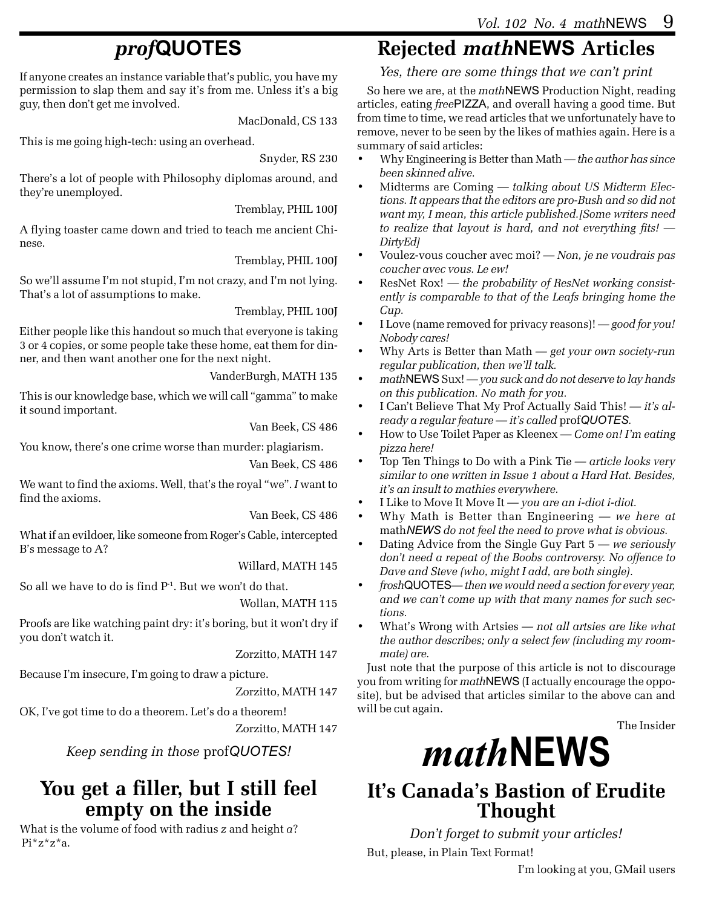## *prof*QUOTES

If anyone creates an instance variable that's public, you have my permission to slap them and say it's from me. Unless it's a big guy, then don't get me involved.

MacDonald, CS 133

This is me going high-tech: using an overhead.

Snyder, RS 230

There's a lot of people with Philosophy diplomas around, and they're unemployed.

Tremblay, PHIL 100J

A flying toaster came down and tried to teach me ancient Chinese.

Tremblay, PHIL 100J

So we'll assume I'm not stupid, I'm not crazy, and I'm not lying. That's a lot of assumptions to make.

Tremblay, PHIL 100J

Either people like this handout so much that everyone is taking 3 or 4 copies, or some people take these home, eat them for dinner, and then want another one for the next night.

VanderBurgh, MATH 135

This is our knowledge base, which we will call "gamma" to make it sound important.

Van Beek, CS 486

You know, there's one crime worse than murder: plagiarism.

Van Beek, CS 486

We want to find the axioms. Well, that's the royal "we". *I* want to find the axioms.

Van Beek, CS 486

What if an evildoer, like someone from Roger's Cable, intercepted B's message to A?

Willard, MATH 145

So all we have to do is find $P^{-1}$. But we won't do that.

Wollan, MATH 115

Proofs are like watching paint dry: it's boring, but it won't dry if you don't watch it.

Zorzitto, MATH 147

Because I'm insecure, I'm going to draw a picture.

Zorzitto, MATH 147

OK, I've got time to do a theorem. Let's do a theorem!

Zorzitto, MATH 147

*Keep sending in those* prof*QUOTES!*

## You get a filler, but I still feel empty on the inside

What is the volume of food with radius *z* and height *a*?
Pi*z*z*a.

## Rejected *math*NEWS Articles

*Yes, there are some things that we can't print*

So here we are, at the *math*NEWS Production Night, reading articles, eating *free*PIZZA, and overall having a good time. But from time to time, we read articles that we unfortunately have to remove, never to be seen by the likes of mathies again. Here is a summary of said articles:

- Why Engineering is Better than Math — *the author has since been skinned alive.*
- Midterms are Coming — *talking about US Midterm Elections. It appears that the editors are pro-Bush and so did not want my, I mean, this article published.[Some writers need to realize that layout is hard, and not everything fits! — DirtyEd]*
- Voulez-vous coucher avec moi? — *Non, je ne voudrais pas coucher avec vous. Le ew!*
- ResNet Rox! — *the probability of ResNet working consistently is comparable to that of the Leafs bringing home the Cup.*
- I Love (name removed for privacy reasons)! — *good for you! Nobody cares!*
- Why Arts is Better than Math — *get your own society-run regular publication, then we'll talk.*
- *math*NEWS Sux! — *you suck and do not deserve to lay hands on this publication. No math for you.*
- I Can't Believe That My Prof Actually Said This! — *it's already a regular feature — it's called* prof*QUOTES.*
- How to Use Toilet Paper as Kleenex — *Come on! I'm eating pizza here!*
- Top Ten Things to Do with a Pink Tie — *article looks very similar to one written in Issue 1 about a Hard Hat. Besides, it's an insult to mathies everywhere.*
- I Like to Move It Move It — *you are an i-diot i-diot.*
- Why Math is Better than Engineering — *we here at* math*NEWS do not feel the need to prove what is obvious.*
- Dating Advice from the Single Guy Part 5 — *we seriously don't need a repeat of the Boobs controversy. No offence to Dave and Steve (who, might I add, are both single).*
- *frosh*QUOTES— *then we would need a section for every year, and we can't come up with that many names for such sections.*
- What's Wrong with Artsies — *not all artsies are like what the author describes; only a select few (including my roommate) are.*

Just note that the purpose of this article is not to discourage you from writing for *math*NEWS (I actually encourage the opposite), but be advised that articles similar to the above can and will be cut again.

The Insider

# *math*NEWS

## It's Canada's Bastion of Erudite Thought

*Don't forget to submit your articles!*

But, please, in Plain Text Format!

I'm looking at you, GMail users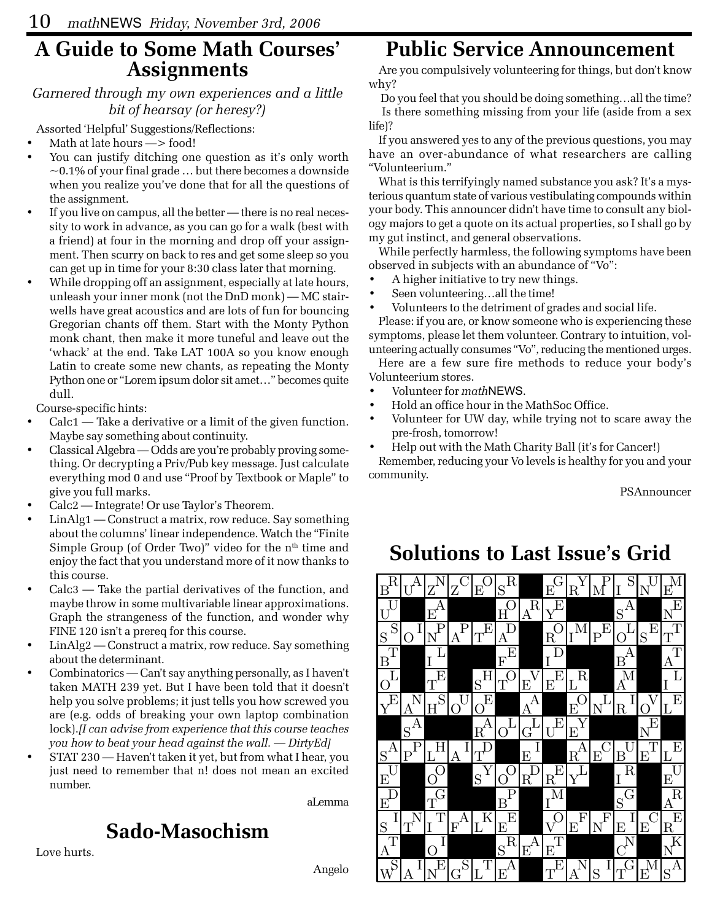# A Guide to Some Math Courses' Assignments

*Garnered through my own experiences and a little bit of hearsay (or heresy?)*

Assorted 'Helpful' Suggestions/Reflections:

- Math at late hours —> food!
- You can justify ditching one question as it's only worth ~0.1% of your final grade … but there becomes a downside when you realize you've done that for all the questions of the assignment.
- If you live on campus, all the better — there is no real necessity to work in advance, as you can go for a walk (best with a friend) at four in the morning and drop off your assignment. Then scurry on back to res and get some sleep so you can get up in time for your 8:30 class later that morning.
- While dropping off an assignment, especially at late hours, unleash your inner monk (not the DnD monk) — MC stairwells have great acoustics and are lots of fun for bouncing Gregorian chants off them. Start with the Monty Python monk chant, then make it more tuneful and leave out the 'whack' at the end. Take LAT 100A so you know enough Latin to create some new chants, as repeating the Monty Python one or "Lorem ipsum dolor sit amet…" becomes quite dull.

Course-specific hints:

- Calc1 — Take a derivative or a limit of the given function. Maybe say something about continuity.
- Classical Algebra — Odds are you're probably proving something. Or decrypting a Priv/Pub key message. Just calculate everything mod 0 and use "Proof by Textbook or Maple" to give you full marks.
- Calc2 — Integrate! Or use Taylor's Theorem.
- LinAlg1 — Construct a matrix, row reduce. Say something about the columns' linear independence. Watch the "Finite Simple Group (of Order Two)" video for the $n^{th}$ time and enjoy the fact that you understand more of it now thanks to this course.
- Calc3 — Take the partial derivatives of the function, and maybe throw in some multivariable linear approximations. Graph the strangeness of the function, and wonder why FINE 120 isn't a prereq for this course.
- LinAlg2 — Construct a matrix, row reduce. Say something about the determinant.
- Combinatorics — Can't say anything personally, as I haven't taken MATH 239 yet. But I have been told that it doesn't help you solve problems; it just tells you how screwed you are (e.g. odds of breaking your own laptop combination lock).*[I can advise from experience that this course teaches you how to beat your head against the wall. — DirtyEd]*
- STAT 230 — Haven't taken it yet, but from what I hear, you just need to remember that n! does not mean an excited number.

aLemma

# Sado-Masochism

Love hurts.

Angelo

# Public Service Announcement

Are you compulsively volunteering for things, but don't know why?

Do you feel that you should be doing something…all the time?

Is there something missing from your life (aside from a sex life)?

If you answered yes to any of the previous questions, you may have an over-abundance of what researchers are calling "Volunteerium."

What is this terrifyingly named substance you ask? It's a mysterious quantum state of various vestibulating compounds within your body. This announcer didn't have time to consult any biology majors to get a quote on its actual properties, so I shall go by my gut instinct, and general observations.

While perfectly harmless, the following symptoms have been observed in subjects with an abundance of "Vo":

- A higher initiative to try new things.
- Seen volunteering…all the time!
- Volunteers to the detriment of grades and social life.

Please: if you are, or know someone who is experiencing these symptoms, please let them volunteer. Contrary to intuition, volunteering actually consumes "Vo", reducing the mentioned urges.

Here are a few sure fire methods to reduce your body's Volunteerium stores.

- Volunteer for *math*NEWS.
- Hold an office hour in the MathSoc Office.
- Volunteer for UW day, while trying not to scare away the pre-frosh, tomorrow!
- Help out with the Math Charity Ball (it's for Cancer!)

Remember, reducing your Vo levels is healthy for you and your community.

PSAnnouncer

# Solutions to Last Issue's Grid

| | | | | | | | | | | | | |
|---|---|---|---|---|---|---|---|---|---|---|---|---|
| $B^R$ | $U^A$ | $Z^N$ | $Z^C$ | $E^O$ | $S^R$ | ■ | $E^G$ | $R^Y$ | $M^P$ | $I^S$ | $N^U$ | $E^M$ |
| $U^U$ | ■ | $E^A$ | ■ | ■ | $H^O$ | $A^R$ | $Y^E$ | ■ | ■ | $S^A$ | ■ | $N^E$ |
| $S^S$ | $O^I$ | $N^P$ | $A^P$ | $T^E$ | $A^D$ | ■ | $R^O$ | $I^M$ | $P^E$ | $O^L$ | $S^E$ | $T^T$ |
| $B^T$ | ■ | $I^L$ | ■ | ■ | $F^E$ | ■ | $I^D$ | ■ | ■ | $B^A$ | ■ | $A^T$ |
| $O^L$ | ■ | $T^E$ | ■ | $S^H$ | $T^O$ | $E^V$ | $E^E$ | $L^R$ | ■ | $A^M$ | ■ | $I^L$ |
| $Y^E$ | $A^N$ | $H^S$ | $O^U$ | $O^E$ | ■ | $A^A$ | ■ | $E^O$ | $N^L$ | $R^I$ | $O^V$ | $L^E$ |
| ■ | $S^A$ | ■ | ■ | $R^A$ | $O^L$ | $G^L$ | $U^E$ | $E^Y$ | ■ | ■ | $N^E$ | ■ |
| $S^A$ | $P^P$ | $L^H$ | $A^I$ | $T^D$ | ■ | $E^I$ | ■ | $R^A$ | $E^C$ | $B^U$ | $E^T$ | $L^E$ |
| $E^U$ | ■ | $O^O$ | ■ | $S^Y$ | $O^O$ | $R^D$ | $R^E$ | $Y^L$ | ■ | $I^R$ | ■ | $E^U$ |
| $E^D$ | ■ | $T^G$ | ■ | ■ | $B^P$ | ■ | $I^M$ | ■ | ■ | $S^G$ | ■ | $A^R$ |
| $S^I$ | $T^N$ | $I^T$ | $F^A$ | $L^K$ | $E^E$ | ■ | $V^O$ | $E^F$ | $N^F$ | $E^I$ | $E^C$ | $R^E$ |
| $A^T$ | ■ | $O^I$ | ■ | ■ | $S^R$ | $E^A$ | $E^T$ | ■ | ■ | $C^N$ | ■ | $N^K$ |
| $W^S$ | $A^I$ | $N^E$ | $G^S$ | $L^T$ | $E^A$ | ■ | $T^E$ | $A^N$ | $S^I$ | $T^G$ | $E^M$ | $S^A$ |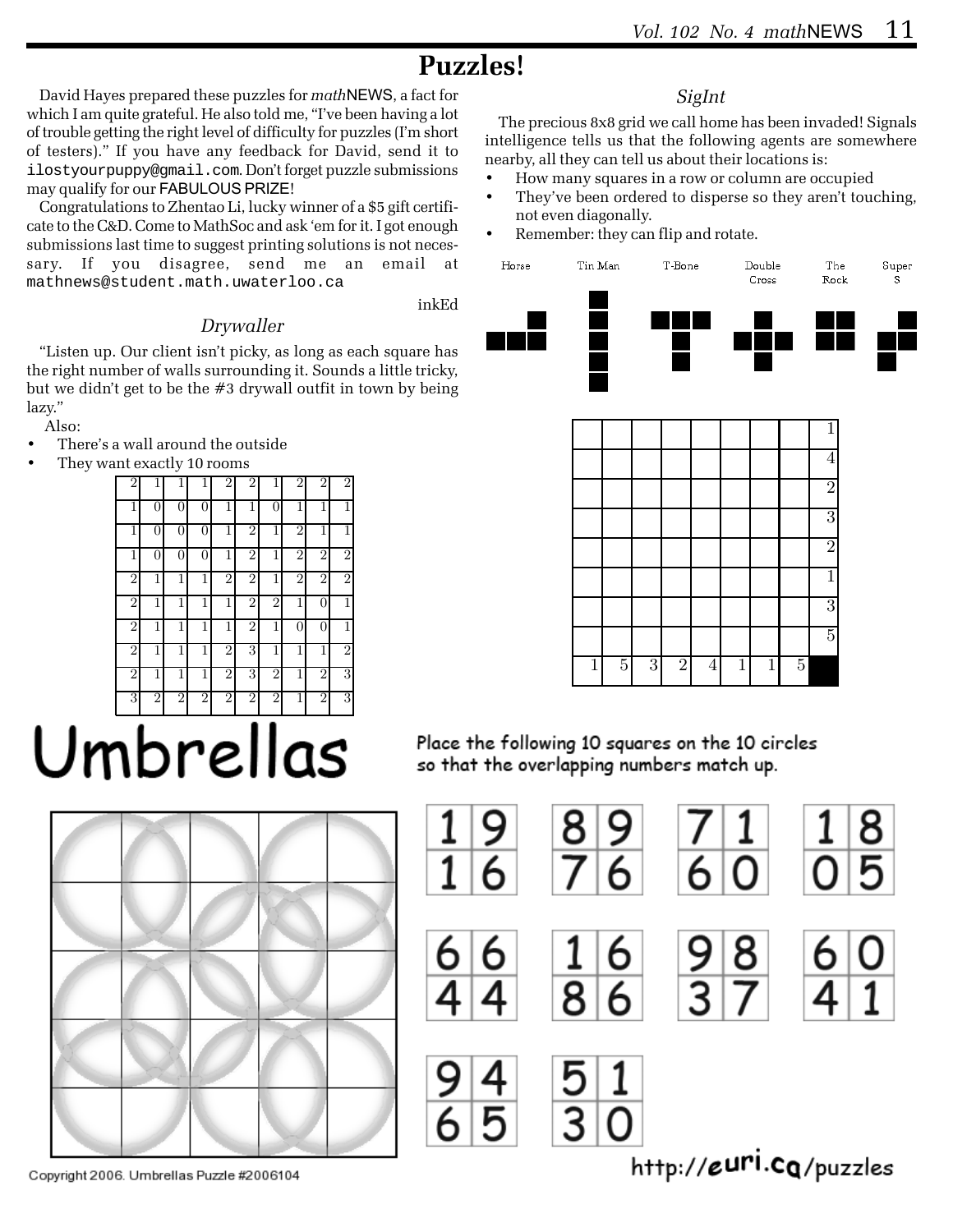# Puzzles!

David Hayes prepared these puzzles for *math*NEWS, a fact for which I am quite grateful. He also told me, "I've been having a lot of trouble getting the right level of difficulty for puzzles (I'm short of testers)." If you have any feedback for David, send it to ilostyourpuppy@gmail.com. Don't forget puzzle submissions may qualify for our FABULOUS PRIZE!

Congratulations to Zhentao Li, lucky winner of a $5 gift certificate to the C&D. Come to MathSoc and ask 'em for it. I got enough submissions last time to suggest printing solutions is not necessary. If you disagree, send me an email at mathnews@student.math.uwaterloo.ca

inkEd

## *Drywaller*

"Listen up. Our client isn't picky, as long as each square has the right number of walls surrounding it. Sounds a little tricky, but we didn't get to be the #3 drywall outfit in town by being lazy."

Also:

- There's a wall around the outside
- They want exactly 10 rooms

| | | | | | | | | | |
|---|---|---|---|---|---|---|---|---|---|
| 2 | 1 | 1 | 1 | 2 | 2 | 1 | 2 | 2 | 2 |
| 1 | 0 | 0 | 0 | 1 | 1 | 0 | 1 | 1 | 1 |
| 1 | 0 | 0 | 0 | 1 | 2 | 1 | 2 | 1 | 1 |
| 1 | 0 | 0 | 0 | 1 | 2 | 1 | 2 | 2 | 2 |
| 2 | 1 | 1 | 1 | 2 | 2 | 1 | 2 | 2 | 2 |
| 2 | 1 | 1 | 1 | 1 | 2 | 2 | 1 | 0 | 1 |
| 2 | 1 | 1 | 1 | 1 | 2 | 1 | 0 | 0 | 1 |
| 2 | 1 | 1 | 1 | 2 | 3 | 1 | 1 | 1 | 2 |
| 2 | 1 | 1 | 1 | 2 | 3 | 2 | 1 | 2 | 3 |
| 3 | 2 | 2 | 2 | 2 | 2 | 2 | 1 | 2 | 3 |

## *SigInt*

The precious 8x8 grid we call home has been invaded! Signals intelligence tells us that the following agents are somewhere nearby, all they can tell us about their locations is:

- How many squares in a row or column are occupied
- They've been ordered to disperse so they aren't touching, not even diagonally.
- Remember: they can flip and rotate.

Horse, Tin Man, T-Bone, Double Cross, The Rock, Super S

| | | | | | | | | |
|---|---|---|---|---|---|---|---|---|
| | | | | | | | | 1 |
| | | | | | | | | 4 |
| | | | | | | | | 2 |
| | | | | | | | | 3 |
| | | | | | | | | 2 |
| | | | | | | | | 1 |
| | | | | | | | | 3 |
| | | | | | | | | 5 |
| 1 | 5 | 3 | 2 | 4 | 1 | 1 | 5 | |

## Umbrellas

Place the following 10 squares on the 10 circles so that the overlapping numbers match up.

| | |
|---|---|
| 1 | 9 |
| 1 | 6 |

| | |
|---|---|
| 8 | 9 |
| 7 | 6 |

| | |
|---|---|
| 7 | 1 |
| 6 | 0 |

| | |
|---|---|
| 1 | 8 |
| 0 | 5 |

| | |
|---|---|
| 6 | 6 |
| 4 | 4 |

| | |
|---|---|
| 1 | 6 |
| 8 | 6 |

| | |
|---|---|
| 9 | 8 |
| 3 | 7 |

| | |
|---|---|
| 6 | 0 |
| 4 | 1 |

| | |
|---|---|
| 9 | 4 |
| 6 | 5 |

| | |
|---|---|
| 5 | 1 |
| 3 | 0 |

Copyright 2006. Umbrellas Puzzle #2006104

http://euri.ca/puzzles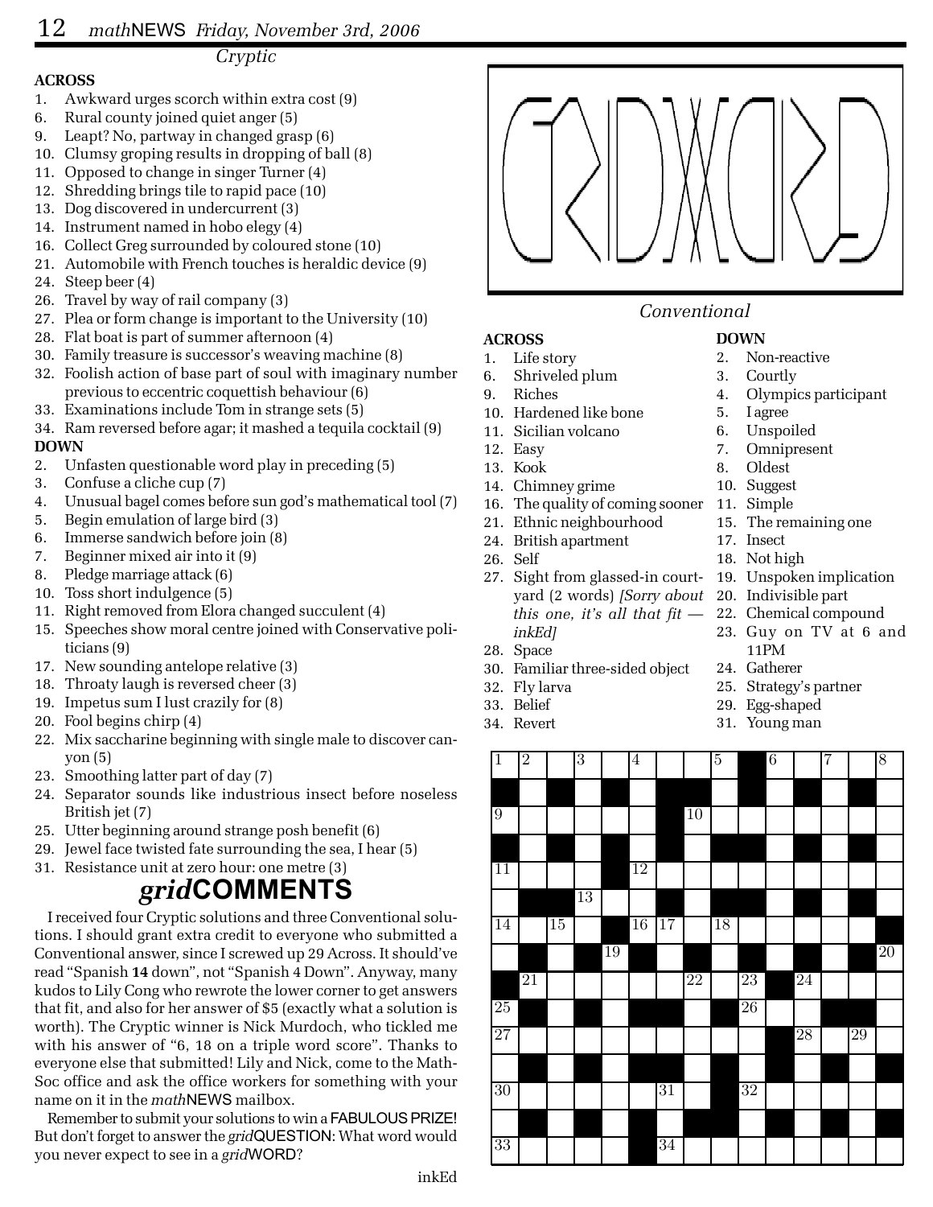## Cryptic

**ACROSS**

1. Awkward urges scorch within extra cost (9)
6. Rural county joined quiet anger (5)
9. Leapt? No, partway in changed grasp (6)
10. Clumsy groping results in dropping of ball (8)
11. Opposed to change in singer Turner (4)
12. Shredding brings tile to rapid pace (10)
13. Dog discovered in undercurrent (3)
14. Instrument named in hobo elegy (4)
16. Collect Greg surrounded by coloured stone (10)
21. Automobile with French touches is heraldic device (9)
24. Steep beer (4)
26. Travel by way of rail company (3)
27. Plea or form change is important to the University (10)
28. Flat boat is part of summer afternoon (4)
30. Family treasure is successor's weaving machine (8)
32. Foolish action of base part of soul with imaginary number previous to eccentric coquettish behaviour (6)
33. Examinations include Tom in strange sets (5)
34. Ram reversed before agar; it mashed a tequila cocktail (9)

**DOWN**

2. Unfasten questionable word play in preceding (5)
3. Confuse a cliche cup (7)
4. Unusual bagel comes before sun god's mathematical tool (7)
5. Begin emulation of large bird (3)
6. Immerse sandwich before join (8)
7. Beginner mixed air into it (9)
8. Pledge marriage attack (6)
10. Toss short indulgence (5)
11. Right removed from Elora changed succulent (4)
15. Speeches show moral centre joined with Conservative politicians (9)
17. New sounding antelope relative (3)
18. Throaty laugh is reversed cheer (3)
19. Impetus sum I lust crazily for (8)
20. Fool begins chirp (4)
22. Mix saccharine beginning with single male to discover canyon (5)
23. Smoothing latter part of day (7)
24. Separator sounds like industrious insect before noseless British jet (7)
25. Utter beginning around strange posh benefit (6)
29. Jewel face twisted fate surrounding the sea, I hear (5)
31. Resistance unit at zero hour: one metre (3)

## *grid*COMMENTS

I received four Cryptic solutions and three Conventional solutions. I should grant extra credit to everyone who submitted a Conventional answer, since I screwed up 29 Across. It should've read "Spanish **14** down", not "Spanish 4 Down". Anyway, many kudos to Lily Cong who rewrote the lower corner to get answers that fit, and also for her answer of $5 (exactly what a solution is worth). The Cryptic winner is Nick Murdoch, who tickled me with his answer of "6, 18 on a triple word score". Thanks to everyone else that submitted! Lily and Nick, come to the MathSoc office and ask the office workers for something with your name on it in the *math*NEWS mailbox.

Remember to submit your solutions to win a FABULOUS PRIZE! But don't forget to answer the *grid*QUESTION: What word would you never expect to see in a *grid*WORD?

inkEd

# GRIDWORD

## Conventional

**ACROSS**

1. Life story
6. Shriveled plum
9. Riches
10. Hardened like bone
11. Sicilian volcano
12. Easy
13. Kook
14. Chimney grime
16. The quality of coming sooner
21. Ethnic neighbourhood
24. British apartment
26. Self
27. Sight from glassed-in courtyard (2 words) *[Sorry about this one, it's all that fit — inkEd]*
28. Space
30. Familiar three-sided object
32. Fly larva
33. Belief
34. Revert

**DOWN**

2. Non-reactive
3. Courtly
4. Olympics participant
5. I agree
6. Unspoiled
7. Omnipresent
8. Oldest
10. Suggest
11. Simple
15. The remaining one
17. Insect
18. Not high
19. Unspoken implication
20. Indivisible part
22. Chemical compound
23. Guy on TV at 6 and 11PM
24. Gatherer
25. Strategy's partner
29. Egg-shaped
31. Young man